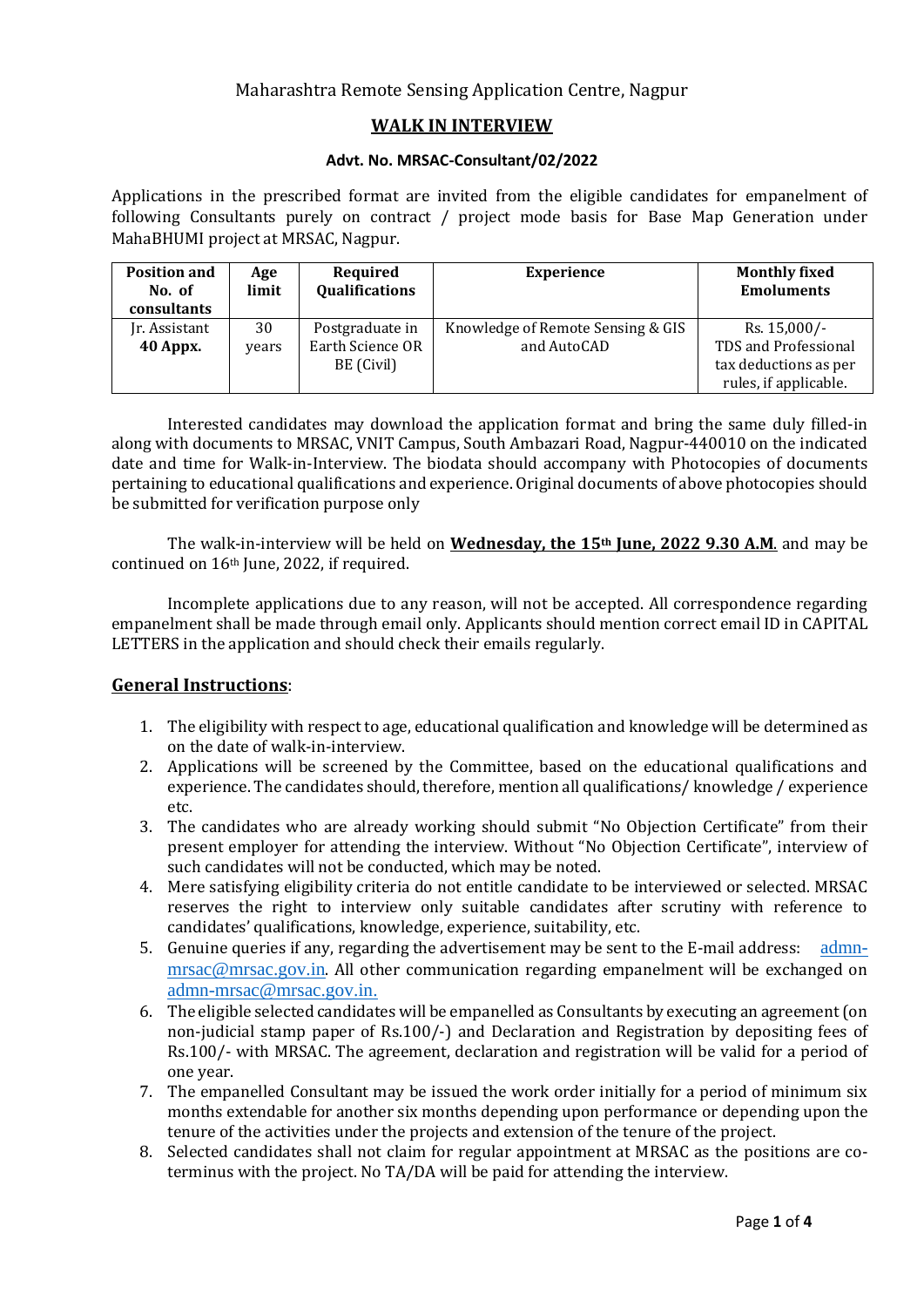Maharashtra Remote Sensing Application Centre, Nagpur

## WALK IN INTERVIEW

**Advt. No. MRSAC-Consultant/02/2022**

Applications in the prescribed format are invited from the eligible candidates for empanelment of following Consultants purely on contract / project mode basis for Base Map Generation under MahaBHUMI project at MRSAC, Nagpur.

| Position and No. of consultants | Age limit | Required Qualifications | Experience | Monthly fixed Emoluments |
|---|---|---|---|---|
| Jr. Assistant **40 Appx.** | 30 years | Postgraduate in Earth Science OR BE (Civil) | Knowledge of Remote Sensing & GIS and AutoCAD | Rs. 15,000/- TDS and Professional tax deductions as per rules, if applicable. |

Interested candidates may download the application format and bring the same duly filled-in along with documents to MRSAC, VNIT Campus, South Ambazari Road, Nagpur-440010 on the indicated date and time for Walk-in-Interview. The biodata should accompany with Photocopies of documents pertaining to educational qualifications and experience. Original documents of above photocopies should be submitted for verification purpose only

The walk-in-interview will be held on **Wednesday, the 15th June, 2022 9.30 A.M**. and may be continued on 16th June, 2022, if required.

Incomplete applications due to any reason, will not be accepted. All correspondence regarding empanelment shall be made through email only. Applicants should mention correct email ID in CAPITAL LETTERS in the application and should check their emails regularly.

## General Instructions:

1. The eligibility with respect to age, educational qualification and knowledge will be determined as on the date of walk-in-interview.
2. Applications will be screened by the Committee, based on the educational qualifications and experience. The candidates should, therefore, mention all qualifications/ knowledge / experience etc.
3. The candidates who are already working should submit "No Objection Certificate" from their present employer for attending the interview. Without "No Objection Certificate", interview of such candidates will not be conducted, which may be noted.
4. Mere satisfying eligibility criteria do not entitle candidate to be interviewed or selected. MRSAC reserves the right to interview only suitable candidates after scrutiny with reference to candidates' qualifications, knowledge, experience, suitability, etc.
5. Genuine queries if any, regarding the advertisement may be sent to the E-mail address: admn-mrsac@mrsac.gov.in. All other communication regarding empanelment will be exchanged on admn-mrsac@mrsac.gov.in.
6. The eligible selected candidates will be empanelled as Consultants by executing an agreement (on non-judicial stamp paper of Rs.100/-) and Declaration and Registration by depositing fees of Rs.100/- with MRSAC. The agreement, declaration and registration will be valid for a period of one year.
7. The empanelled Consultant may be issued the work order initially for a period of minimum six months extendable for another six months depending upon performance or depending upon the tenure of the activities under the projects and extension of the tenure of the project.
8. Selected candidates shall not claim for regular appointment at MRSAC as the positions are co-terminus with the project. No TA/DA will be paid for attending the interview.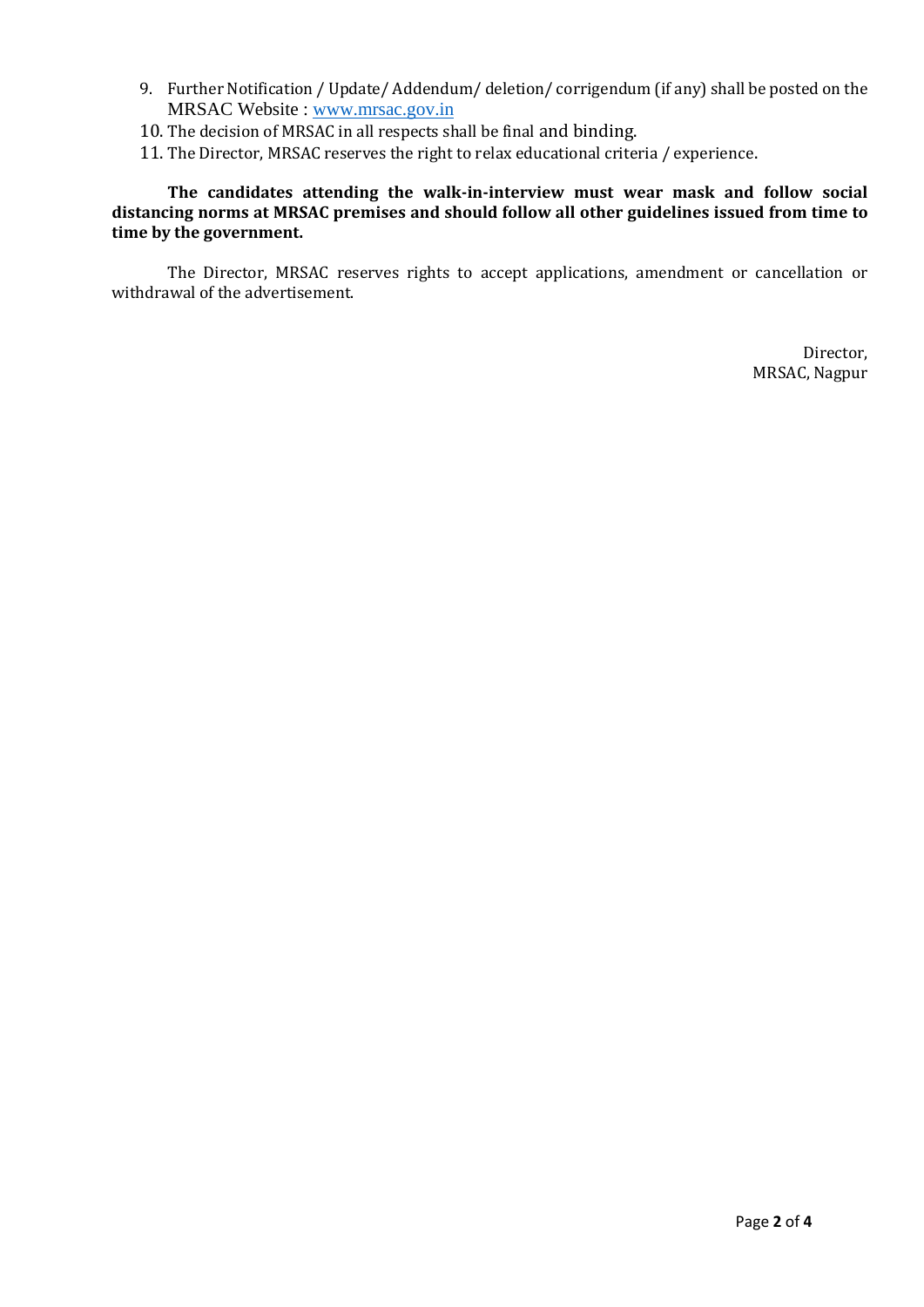9. Further Notification / Update/ Addendum/ deletion/ corrigendum (if any) shall be posted on the MRSAC Website : www.mrsac.gov.in
10. The decision of MRSAC in all respects shall be final and binding.
11. The Director, MRSAC reserves the right to relax educational criteria / experience.

**The candidates attending the walk-in-interview must wear mask and follow social distancing norms at MRSAC premises and should follow all other guidelines issued from time to time by the government.**

The Director, MRSAC reserves rights to accept applications, amendment or cancellation or withdrawal of the advertisement.

Director,
MRSAC, Nagpur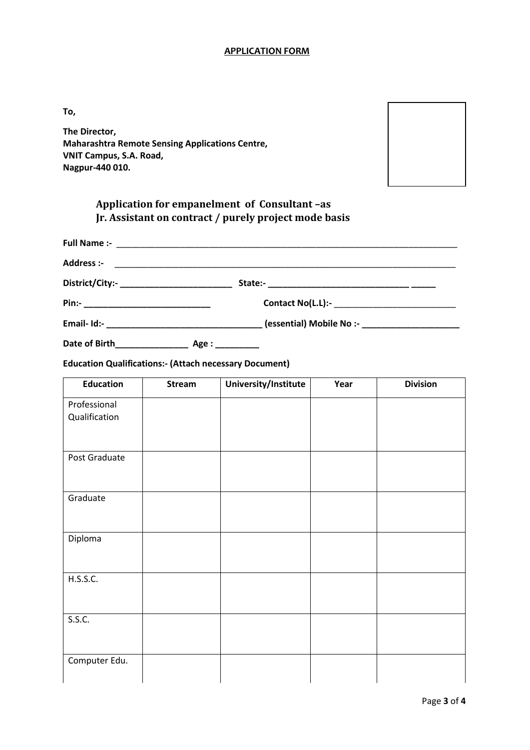**APPLICATION FORM**

**To,**

**The Director,**
**Maharashtra Remote Sensing Applications Centre,**
**VNIT Campus, S.A. Road,**
**Nagpur-440 010.**

## Application for empanelment of Consultant –as Jr. Assistant on contract / purely project mode basis

**Full Name :-** ____________________________________________________________________________

**Address :-** ____________________________________________________________________________

**District/City:-** _______________________ **State:-** ______________________________ _____

**Pin:-** ___________________________ **Contact No(L.L):-** __________________________

**Email- Id:-** ________________________________ **(essential) Mobile No :-** ____________________

**Date of Birth**_______________ **Age :** _________

**Education Qualifications:- (Attach necessary Document)**

| Education | Stream | University/Institute | Year | Division |
|---|---|---|---|---|
| Professional Qualification | | | | |
| Post Graduate | | | | |
| Graduate | | | | |
| Diploma | | | | |
| H.S.S.C. | | | | |
| S.S.C. | | | | |
| Computer Edu. | | | | |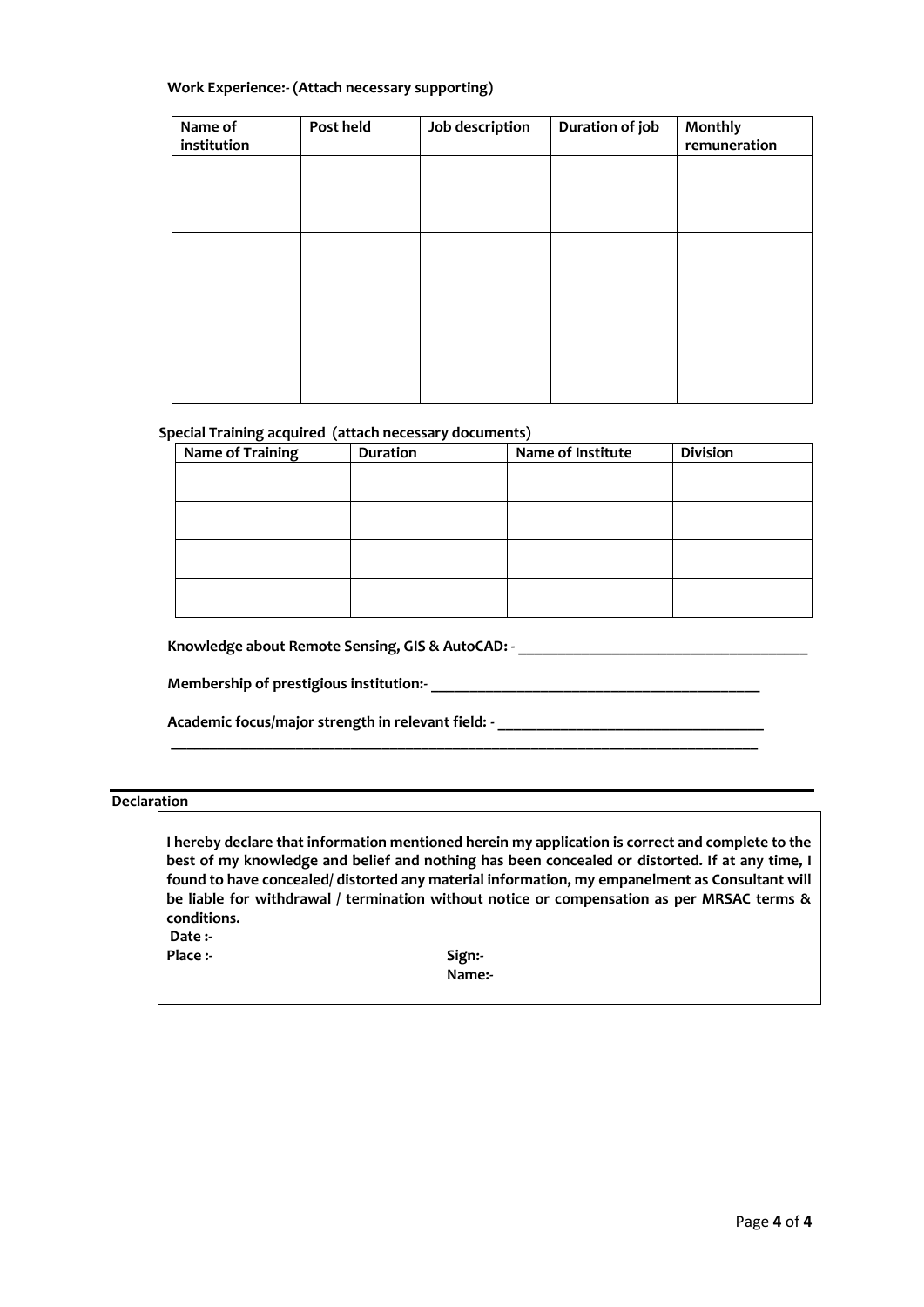**Work Experience:- (Attach necessary supporting)**

| Name of institution | Post held | Job description | Duration of job | Monthly remuneration |
|---|---|---|---|---|
| | | | | |
| | | | | |
| | | | | |

**Special Training acquired (attach necessary documents)**

| Name of Training | Duration | Name of Institute | Division |
|---|---|---|---|
| | | | |
| | | | |
| | | | |
| | | | |

**Knowledge about Remote Sensing, GIS & AutoCAD: - ______________________________________**

**Membership of prestigious institution:- ____________________________________________**

**Academic focus/major strength in relevant field: - ___________________________________**

**_______________________________________________________________________________**

---

**Declaration**

**I hereby declare that information mentioned herein my application is correct and complete to the best of my knowledge and belief and nothing has been concealed or distorted. If at any time, I found to have concealed/ distorted any material information, my empanelment as Consultant will be liable for withdrawal / termination without notice or compensation as per MRSAC terms & conditions.**

**Date :-**

**Place :-** **Sign:-**

**Name:-**